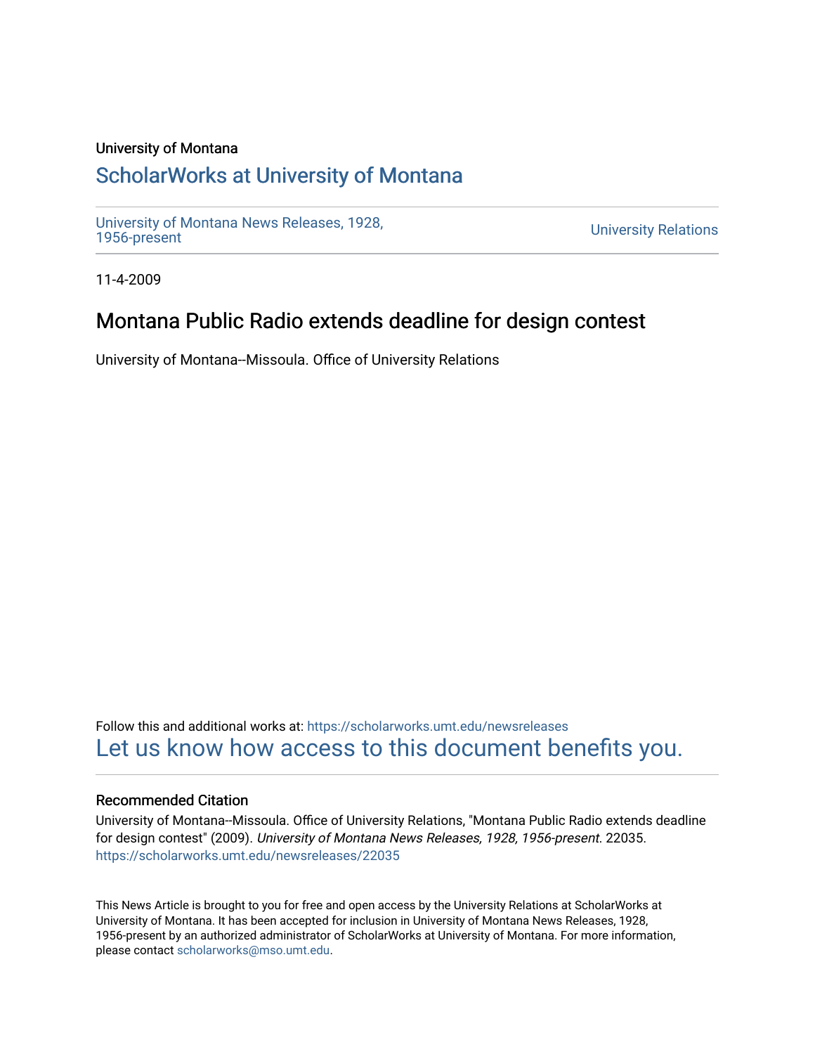University of Montana

# ScholarWorks at University of Montana

University of Montana News Releases, 1928, 1956-present

University Relations

11-4-2009

## Montana Public Radio extends deadline for design contest

University of Montana--Missoula. Office of University Relations

Follow this and additional works at: https://scholarworks.umt.edu/newsreleases

Let us know how access to this document benefits you.

### Recommended Citation

University of Montana--Missoula. Office of University Relations, "Montana Public Radio extends deadline for design contest" (2009). *University of Montana News Releases, 1928, 1956-present*. 22035.
https://scholarworks.umt.edu/newsreleases/22035

This News Article is brought to you for free and open access by the University Relations at ScholarWorks at University of Montana. It has been accepted for inclusion in University of Montana News Releases, 1928, 1956-present by an authorized administrator of ScholarWorks at University of Montana. For more information, please contact scholarworks@mso.umt.edu.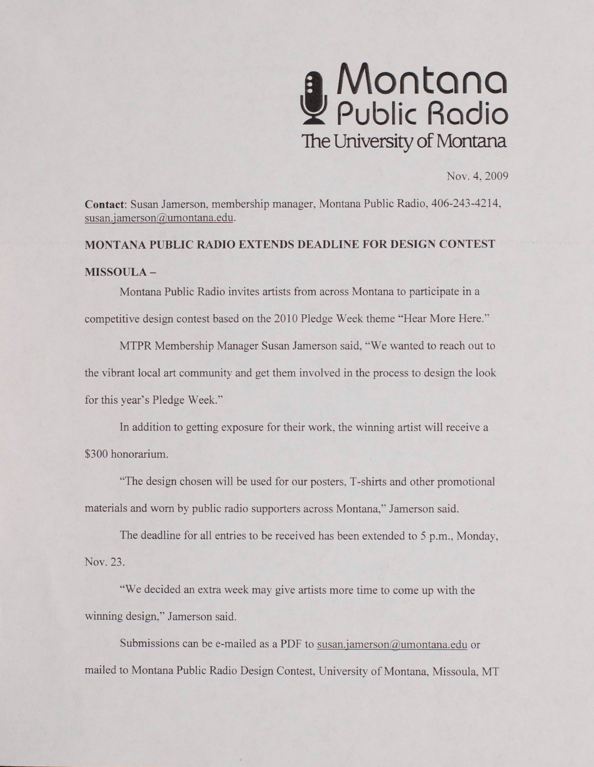Montana Public Radio
The University of Montana

Nov. 4, 2009

**Contact**: Susan Jamerson, membership manager, Montana Public Radio, 406-243-4214, susan.jamerson@umontana.edu.

**MONTANA PUBLIC RADIO EXTENDS DEADLINE FOR DESIGN CONTEST**

**MISSOULA –**

Montana Public Radio invites artists from across Montana to participate in a competitive design contest based on the 2010 Pledge Week theme "Hear More Here."

MTPR Membership Manager Susan Jamerson said, "We wanted to reach out to the vibrant local art community and get them involved in the process to design the look for this year's Pledge Week."

In addition to getting exposure for their work, the winning artist will receive a $300 honorarium.

"The design chosen will be used for our posters, T-shirts and other promotional materials and worn by public radio supporters across Montana," Jamerson said.

The deadline for all entries to be received has been extended to 5 p.m., Monday, Nov. 23.

"We decided an extra week may give artists more time to come up with the winning design," Jamerson said.

Submissions can be e-mailed as a PDF to susan.jamerson@umontana.edu or mailed to Montana Public Radio Design Contest, University of Montana, Missoula, MT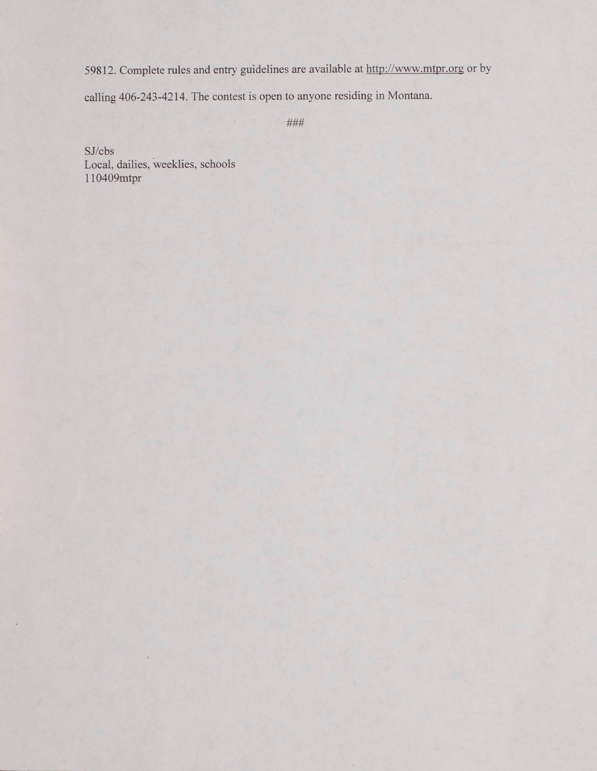59812. Complete rules and entry guidelines are available at http://www.mtpr.org or by calling 406-243-4214. The contest is open to anyone residing in Montana.

###

SJ/cbs
Local, dailies, weeklies, schools
110409mtpr